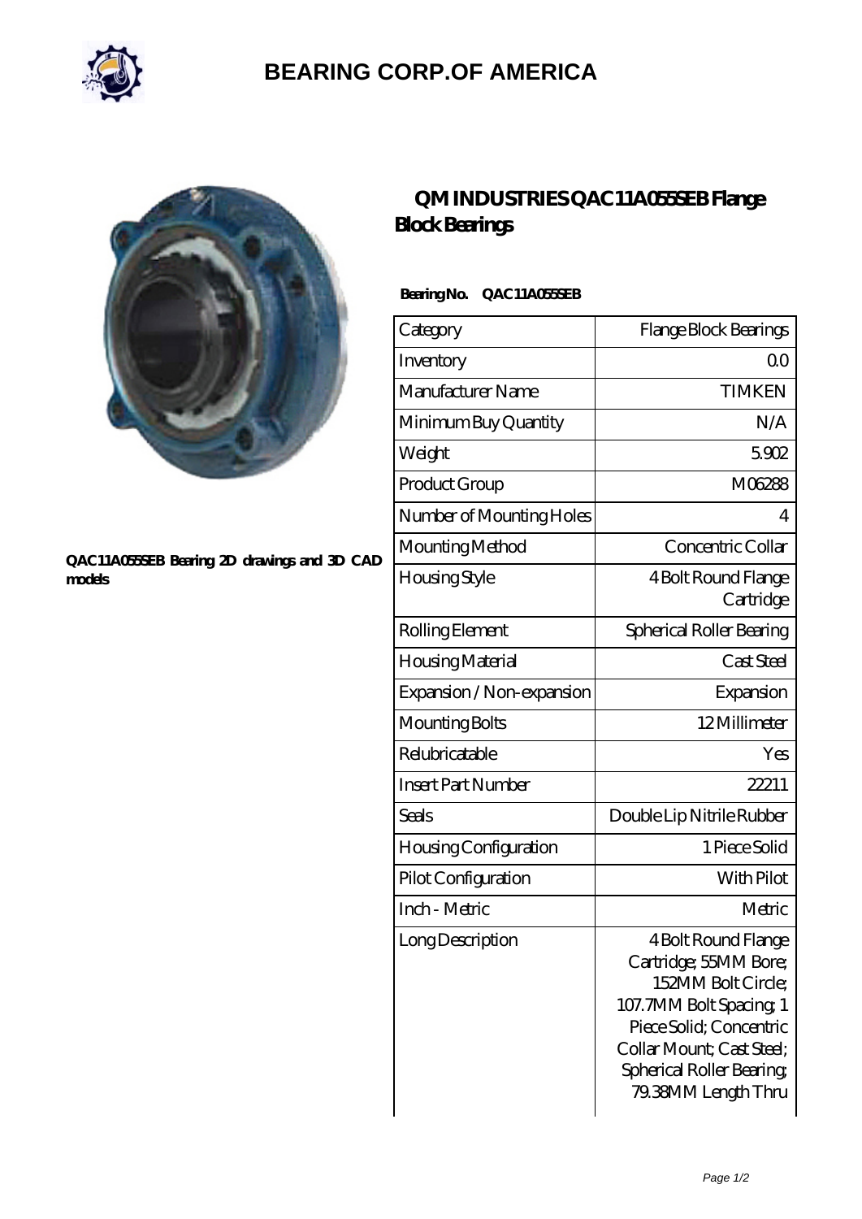# BEARING CORP.OF AMERICA

QAC11A055SEB Bearing 2D drawings and 3D CAD models

## QM INDUSTRIES QAC11A055SEB Flange Block Bearings

**Bearing No. QAC11A055SEB**

| Category | Flange Block Bearings |
|---|---|
| Inventory | 0.0 |
| Manufacturer Name | TIMKEN |
| Minimum Buy Quantity | N/A |
| Weight | 5.902 |
| Product Group | M06288 |
| Number of Mounting Holes | 4 |
| Mounting Method | Concentric Collar |
| Housing Style | 4 Bolt Round Flange Cartridge |
| Rolling Element | Spherical Roller Bearing |
| Housing Material | Cast Steel |
| Expansion / Non-expansion | Expansion |
| Mounting Bolts | 12 Millimeter |
| Relubricatable | Yes |
| Insert Part Number | 22211 |
| Seals | Double Lip Nitrile Rubber |
| Housing Configuration | 1 Piece Solid |
| Pilot Configuration | With Pilot |
| Inch - Metric | Metric |
| Long Description | 4 Bolt Round Flange Cartridge; 55MM Bore; 152MM Bolt Circle; 107.7MM Bolt Spacing; 1 Piece Solid; Concentric Collar Mount; Cast Steel; Spherical Roller Bearing; 79.38MM Length Thru |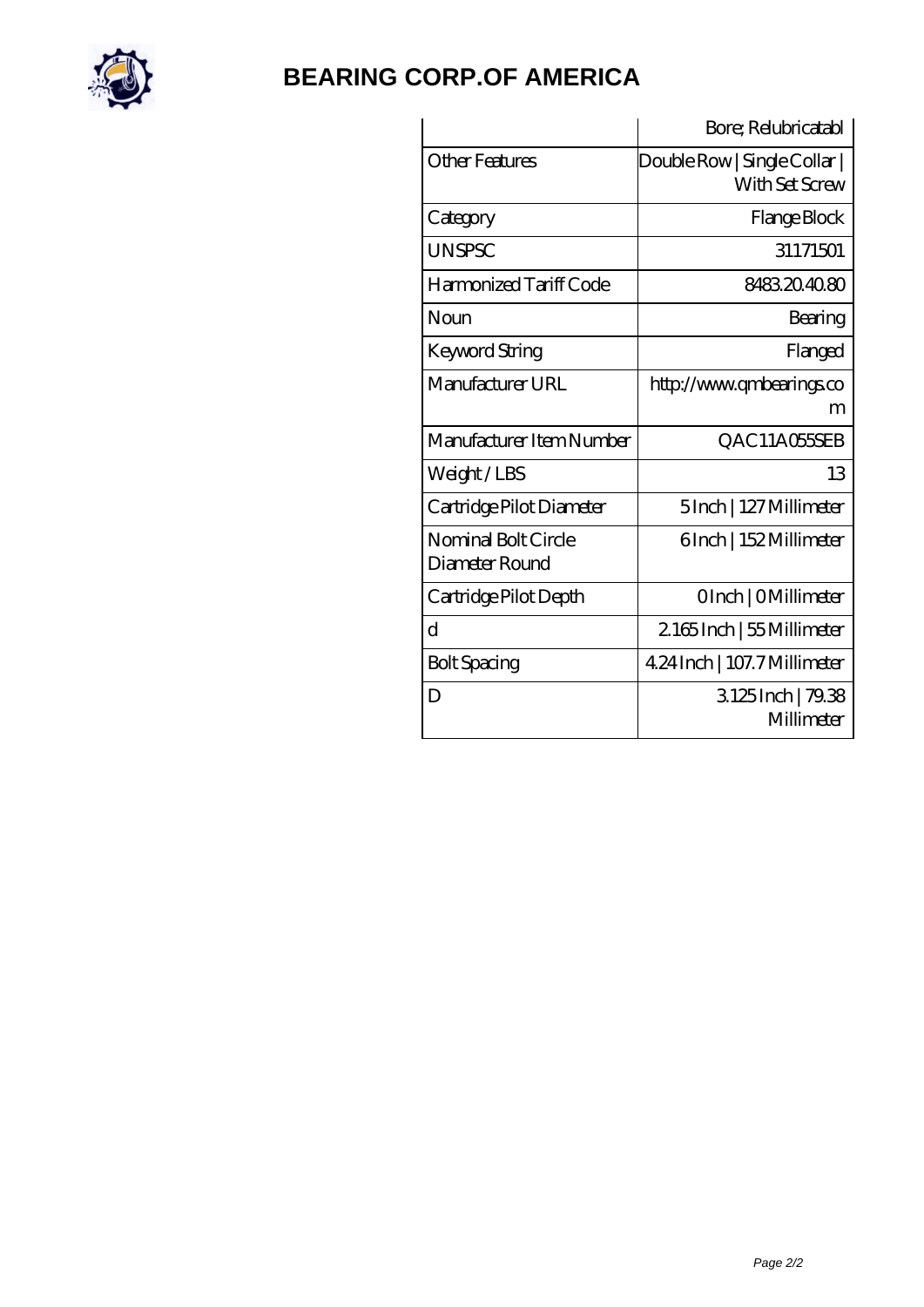# BEARING CORP.OF AMERICA

| | |
|---|---|
| | Bore; Relubricatabl |
| Other Features | Double Row \| Single Collar \| With Set Screw |
| Category | Flange Block |
| UNSPSC | 31171501 |
| Harmonized Tariff Code | 8483.20.40.80 |
| Noun | Bearing |
| Keyword String | Flanged |
| Manufacturer URL | http://www.qmbearings.com |
| Manufacturer Item Number | QAC11A055SEB |
| Weight / LBS | 13 |
| Cartridge Pilot Diameter | 5 Inch \| 127 Millimeter |
| Nominal Bolt Circle Diameter Round | 6 Inch \| 152 Millimeter |
| Cartridge Pilot Depth | 0 Inch \| 0 Millimeter |
| d | 2.165 Inch \| 55 Millimeter |
| Bolt Spacing | 4.24 Inch \| 107.7 Millimeter |
| D | 3.125 Inch \| 79.38 Millimeter |